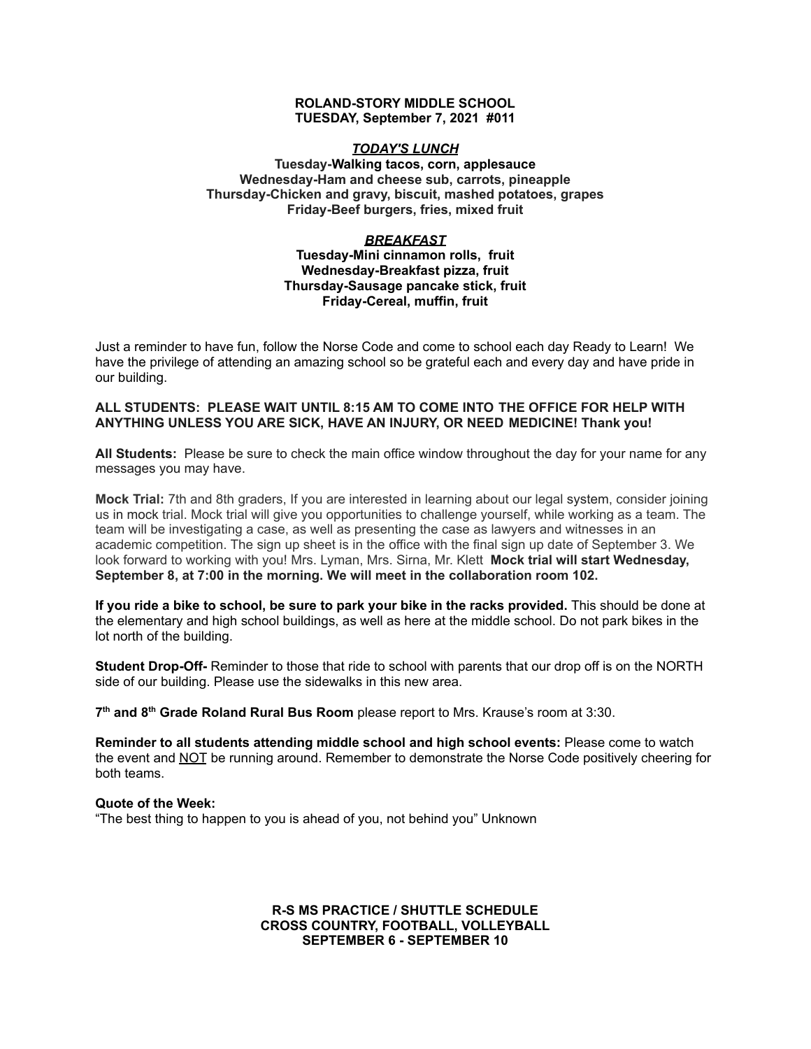**ROLAND-STORY MIDDLE SCHOOL**
**TUESDAY, September 7, 2021 #011**

***TODAY'S LUNCH***

**Tuesday-Walking tacos, corn, applesauce**
**Wednesday-Ham and cheese sub, carrots, pineapple**
**Thursday-Chicken and gravy, biscuit, mashed potatoes, grapes**
**Friday-Beef burgers, fries, mixed fruit**

***BREAKFAST***

**Tuesday-Mini cinnamon rolls, fruit**
**Wednesday-Breakfast pizza, fruit**
**Thursday-Sausage pancake stick, fruit**
**Friday-Cereal, muffin, fruit**

Just a reminder to have fun, follow the Norse Code and come to school each day Ready to Learn! We have the privilege of attending an amazing school so be grateful each and every day and have pride in our building.

**ALL STUDENTS: PLEASE WAIT UNTIL 8:15 AM TO COME INTO THE OFFICE FOR HELP WITH ANYTHING UNLESS YOU ARE SICK, HAVE AN INJURY, OR NEED MEDICINE! Thank you!**

**All Students:** Please be sure to check the main office window throughout the day for your name for any messages you may have.

**Mock Trial:** 7th and 8th graders, If you are interested in learning about our legal system, consider joining us in mock trial. Mock trial will give you opportunities to challenge yourself, while working as a team. The team will be investigating a case, as well as presenting the case as lawyers and witnesses in an academic competition. The sign up sheet is in the office with the final sign up date of September 3. We look forward to working with you! Mrs. Lyman, Mrs. Sirna, Mr. Klett **Mock trial will start Wednesday, September 8, at 7:00 in the morning. We will meet in the collaboration room 102.**

**If you ride a bike to school, be sure to park your bike in the racks provided.** This should be done at the elementary and high school buildings, as well as here at the middle school. Do not park bikes in the lot north of the building.

**Student Drop-Off-** Reminder to those that ride to school with parents that our drop off is on the NORTH side of our building. Please use the sidewalks in this new area.

**7th and 8th Grade Roland Rural Bus Room** please report to Mrs. Krause's room at 3:30.

**Reminder to all students attending middle school and high school events:** Please come to watch the event and NOT be running around. Remember to demonstrate the Norse Code positively cheering for both teams.

**Quote of the Week:**
"The best thing to happen to you is ahead of you, not behind you" Unknown

**R-S MS PRACTICE / SHUTTLE SCHEDULE**
**CROSS COUNTRY, FOOTBALL, VOLLEYBALL**
**SEPTEMBER 6 - SEPTEMBER 10**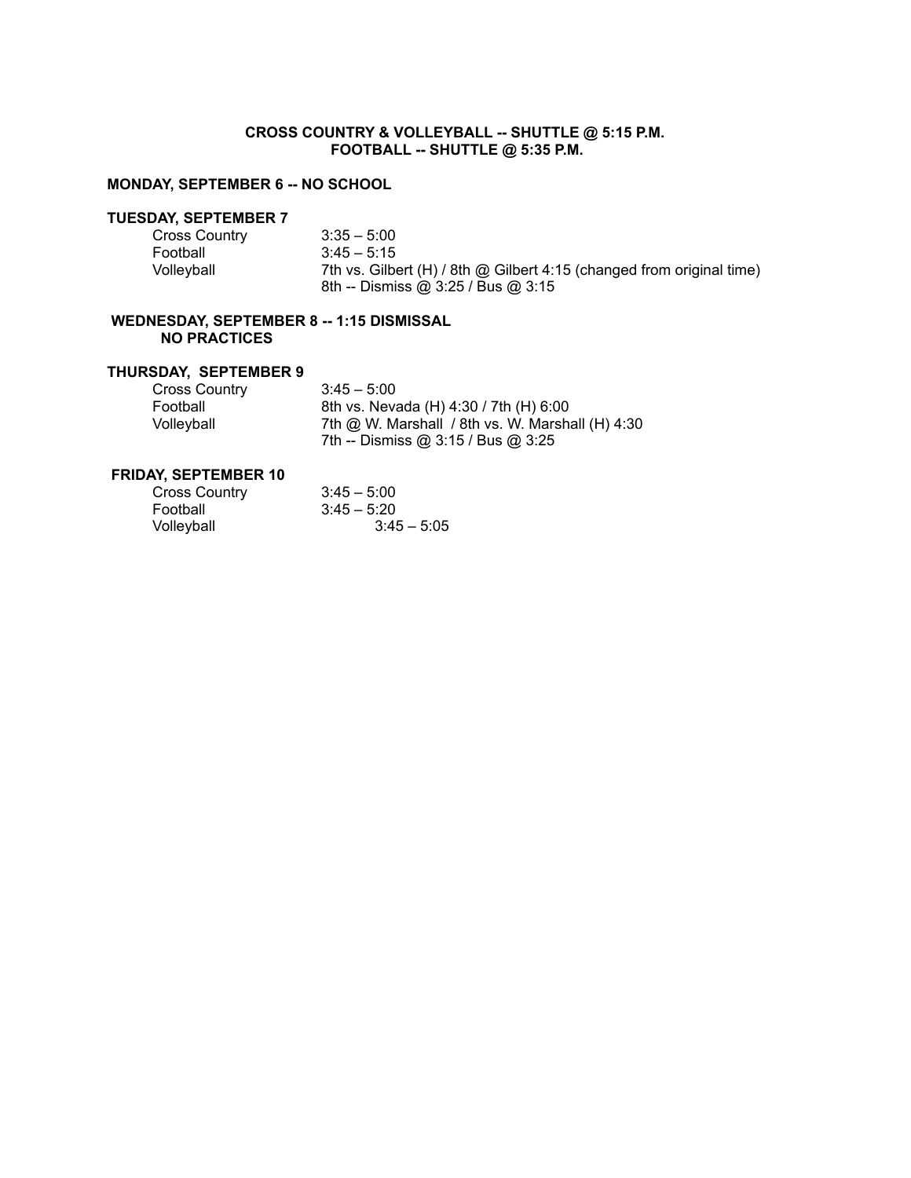**CROSS COUNTRY & VOLLEYBALL -- SHUTTLE @ 5:15 P.M.**
**FOOTBALL -- SHUTTLE @ 5:35 P.M.**

**MONDAY, SEPTEMBER 6 -- NO SCHOOL**

**TUESDAY, SEPTEMBER 7**

| | |
|---|---|
| Cross Country | 3:35 – 5:00 |
| Football | 3:45 – 5:15 |
| Volleyball | 7th vs. Gilbert (H) / 8th @ Gilbert 4:15 (changed from original time) |
| | 8th -- Dismiss @ 3:25 / Bus @ 3:15 |

**WEDNESDAY, SEPTEMBER 8 -- 1:15 DISMISSAL**
**NO PRACTICES**

**THURSDAY, SEPTEMBER 9**

| | |
|---|---|
| Cross Country | 3:45 – 5:00 |
| Football | 8th vs. Nevada (H) 4:30 / 7th (H) 6:00 |
| Volleyball | 7th @ W. Marshall / 8th vs. W. Marshall (H) 4:30 |
| | 7th -- Dismiss @ 3:15 / Bus @ 3:25 |

**FRIDAY, SEPTEMBER 10**

| | |
|---|---|
| Cross Country | 3:45 – 5:00 |
| Football | 3:45 – 5:20 |
| Volleyball | 3:45 – 5:05 |